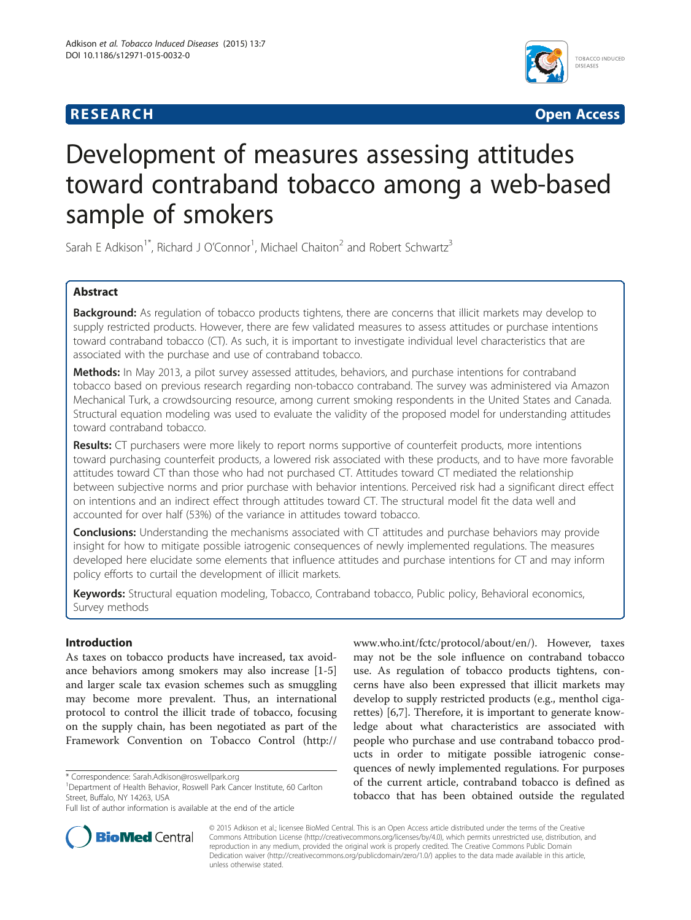**RESEARCH** **Open Access**

# Development of measures assessing attitudes toward contraband tobacco among a web-based sample of smokers

Sarah E Adkison[1*], Richard J O'Connor[1], Michael Chaiton[2] and Robert Schwartz[3]

## Abstract

**Background:** As regulation of tobacco products tightens, there are concerns that illicit markets may develop to supply restricted products. However, there are few validated measures to assess attitudes or purchase intentions toward contraband tobacco (CT). As such, it is important to investigate individual level characteristics that are associated with the purchase and use of contraband tobacco.

**Methods:** In May 2013, a pilot survey assessed attitudes, behaviors, and purchase intentions for contraband tobacco based on previous research regarding non-tobacco contraband. The survey was administered via Amazon Mechanical Turk, a crowdsourcing resource, among current smoking respondents in the United States and Canada. Structural equation modeling was used to evaluate the validity of the proposed model for understanding attitudes toward contraband tobacco.

**Results:** CT purchasers were more likely to report norms supportive of counterfeit products, more intentions toward purchasing counterfeit products, a lowered risk associated with these products, and to have more favorable attitudes toward CT than those who had not purchased CT. Attitudes toward CT mediated the relationship between subjective norms and prior purchase with behavior intentions. Perceived risk had a significant direct effect on intentions and an indirect effect through attitudes toward CT. The structural model fit the data well and accounted for over half (53%) of the variance in attitudes toward tobacco.

**Conclusions:** Understanding the mechanisms associated with CT attitudes and purchase behaviors may provide insight for how to mitigate possible iatrogenic consequences of newly implemented regulations. The measures developed here elucidate some elements that influence attitudes and purchase intentions for CT and may inform policy efforts to curtail the development of illicit markets.

**Keywords:** Structural equation modeling, Tobacco, Contraband tobacco, Public policy, Behavioral economics, Survey methods

## Introduction

As taxes on tobacco products have increased, tax avoidance behaviors among smokers may also increase [1-5] and larger scale tax evasion schemes such as smuggling may become more prevalent. Thus, an international protocol to control the illicit trade of tobacco, focusing on the supply chain, has been negotiated as part of the Framework Convention on Tobacco Control (http://www.who.int/fctc/protocol/about/en/). However, taxes may not be the sole influence on contraband tobacco use. As regulation of tobacco products tightens, concerns have also been expressed that illicit markets may develop to supply restricted products (e.g., menthol cigarettes) [6,7]. Therefore, it is important to generate knowledge about what characteristics are associated with people who purchase and use contraband tobacco products in order to mitigate possible iatrogenic consequences of newly implemented regulations. For purposes of the current article, contraband tobacco is defined as tobacco that has been obtained outside the regulated

\* Correspondence: Sarah.Adkison@roswellpark.org
[1]Department of Health Behavior, Roswell Park Cancer Institute, 60 Carlton Street, Buffalo, NY 14263, USA
Full list of author information is available at the end of the article

© 2015 Adkison et al.; licensee BioMed Central. This is an Open Access article distributed under the terms of the Creative Commons Attribution License (http://creativecommons.org/licenses/by/4.0), which permits unrestricted use, distribution, and reproduction in any medium, provided the original work is properly credited. The Creative Commons Public Domain Dedication waiver (http://creativecommons.org/publicdomain/zero/1.0/) applies to the data made available in this article, unless otherwise stated.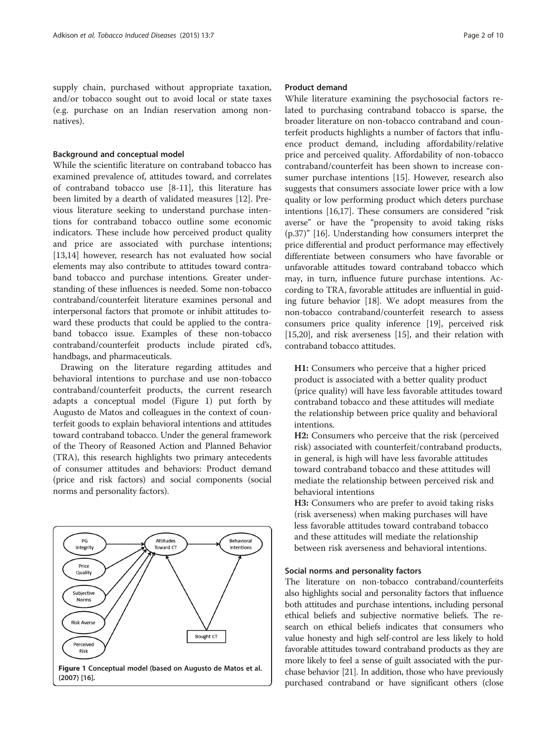supply chain, purchased without appropriate taxation, and/or tobacco sought out to avoid local or state taxes (e.g. purchase on an Indian reservation among non-natives).

### Background and conceptual model

While the scientific literature on contraband tobacco has examined prevalence of, attitudes toward, and correlates of contraband tobacco use [8-11], this literature has been limited by a dearth of validated measures [12]. Previous literature seeking to understand purchase intentions for contraband tobacco outline some economic indicators. These include how perceived product quality and price are associated with purchase intentions; [13,14] however, research has not evaluated how social elements may also contribute to attitudes toward contraband tobacco and purchase intentions. Greater understanding of these influences is needed. Some non-tobacco contraband/counterfeit literature examines personal and interpersonal factors that promote or inhibit attitudes toward these products that could be applied to the contraband tobacco issue. Examples of these non-tobacco contraband/counterfeit products include pirated cd's, handbags, and pharmaceuticals.

Drawing on the literature regarding attitudes and behavioral intentions to purchase and use non-tobacco contraband/counterfeit products, the current research adapts a conceptual model (Figure 1) put forth by Augusto de Matos and colleagues in the context of counterfeit goods to explain behavioral intentions and attitudes toward contraband tobacco. Under the general framework of the Theory of Reasoned Action and Planned Behavior (TRA), this research highlights two primary antecedents of consumer attitudes and behaviors: Product demand (price and risk factors) and social components (social norms and personality factors).

PG Integrity

Price Quality

Subjective Norms

Risk Averse

Perceived Risk

Attitudes Toward CT

Behavioral Intentions

Bought CT

**Figure 1 Conceptual model (based on Augusto de Matos et al. (2007) [16].**

### Product demand

While literature examining the psychosocial factors related to purchasing contraband tobacco is sparse, the broader literature on non-tobacco contraband and counterfeit products highlights a number of factors that influence product demand, including affordability/relative price and perceived quality. Affordability of non-tobacco contraband/counterfeit has been shown to increase consumer purchase intentions [15]. However, research also suggests that consumers associate lower price with a low quality or low performing product which deters purchase intentions [16,17]. These consumers are considered "risk averse" or have the "propensity to avoid taking risks (p.37)" [16]. Understanding how consumers interpret the price differential and product performance may effectively differentiate between consumers who have favorable or unfavorable attitudes toward contraband tobacco which may, in turn, influence future purchase intentions. According to TRA, favorable attitudes are influential in guiding future behavior [18]. We adopt measures from the non-tobacco contraband/counterfeit research to assess consumers price quality inference [19], perceived risk [15,20], and risk averseness [15], and their relation with contraband tobacco attitudes.

> **H1:** Consumers who perceive that a higher priced product is associated with a better quality product (price quality) will have less favorable attitudes toward contraband tobacco and these attitudes will mediate the relationship between price quality and behavioral intentions.
>
> **H2:** Consumers who perceive that the risk (perceived risk) associated with counterfeit/contraband products, in general, is high will have less favorable attitudes toward contraband tobacco and these attitudes will mediate the relationship between perceived risk and behavioral intentions
>
> **H3:** Consumers who are prefer to avoid taking risks (risk averseness) when making purchases will have less favorable attitudes toward contraband tobacco and these attitudes will mediate the relationship between risk averseness and behavioral intentions.

### Social norms and personality factors

The literature on non-tobacco contraband/counterfeits also highlights social and personality factors that influence both attitudes and purchase intentions, including personal ethical beliefs and subjective normative beliefs. The research on ethical beliefs indicates that consumers who value honesty and high self-control are less likely to hold favorable attitudes toward contraband products as they are more likely to feel a sense of guilt associated with the purchase behavior [21]. In addition, those who have previously purchased contraband or have significant others (close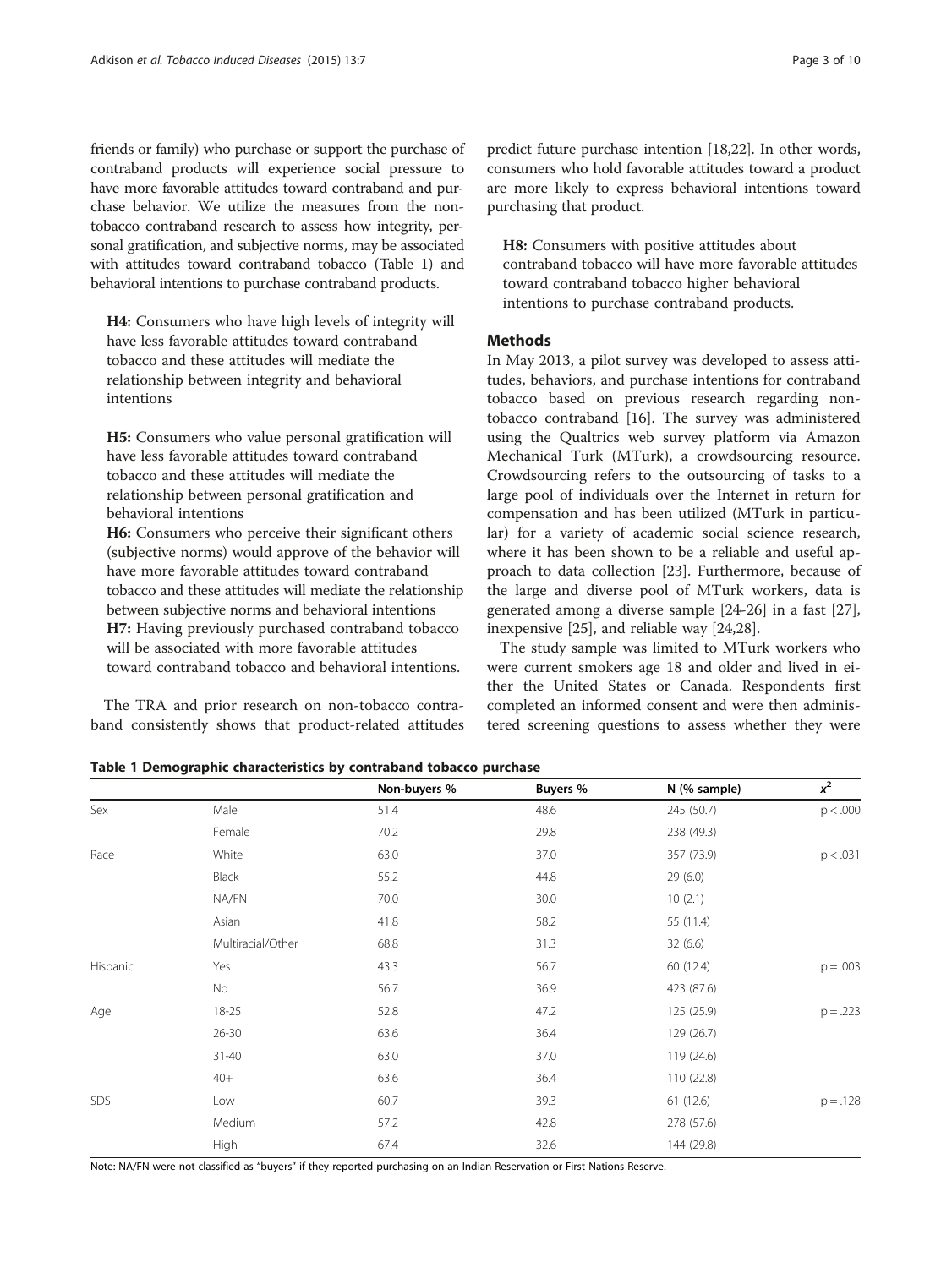friends or family) who purchase or support the purchase of contraband products will experience social pressure to have more favorable attitudes toward contraband and purchase behavior. We utilize the measures from the non-tobacco contraband research to assess how integrity, personal gratification, and subjective norms, may be associated with attitudes toward contraband tobacco (Table 1) and behavioral intentions to purchase contraband products.

**H4:** Consumers who have high levels of integrity will have less favorable attitudes toward contraband tobacco and these attitudes will mediate the relationship between integrity and behavioral intentions

**H5:** Consumers who value personal gratification will have less favorable attitudes toward contraband tobacco and these attitudes will mediate the relationship between personal gratification and behavioral intentions

**H6:** Consumers who perceive their significant others (subjective norms) would approve of the behavior will have more favorable attitudes toward contraband tobacco and these attitudes will mediate the relationship between subjective norms and behavioral intentions

**H7:** Having previously purchased contraband tobacco will be associated with more favorable attitudes toward contraband tobacco and behavioral intentions.

The TRA and prior research on non-tobacco contraband consistently shows that product-related attitudes predict future purchase intention [18,22]. In other words, consumers who hold favorable attitudes toward a product are more likely to express behavioral intentions toward purchasing that product.

**H8:** Consumers with positive attitudes about contraband tobacco will have more favorable attitudes toward contraband tobacco higher behavioral intentions to purchase contraband products.

## Methods

In May 2013, a pilot survey was developed to assess attitudes, behaviors, and purchase intentions for contraband tobacco based on previous research regarding non-tobacco contraband [16]. The survey was administered using the Qualtrics web survey platform via Amazon Mechanical Turk (MTurk), a crowdsourcing resource. Crowdsourcing refers to the outsourcing of tasks to a large pool of individuals over the Internet in return for compensation and has been utilized (MTurk in particular) for a variety of academic social science research, where it has been shown to be a reliable and useful approach to data collection [23]. Furthermore, because of the large and diverse pool of MTurk workers, data is generated among a diverse sample [24-26] in a fast [27], inexpensive [25], and reliable way [24,28].

The study sample was limited to MTurk workers who were current smokers age 18 and older and lived in either the United States or Canada. Respondents first completed an informed consent and were then administered screening questions to assess whether they were

**Table 1 Demographic characteristics by contraband tobacco purchase**

| | | Non-buyers % | Buyers % | N (% sample) | $x^2$ |
|---|---|---|---|---|---|
| Sex | Male | 51.4 | 48.6 | 245 (50.7) | p < .000 |
| | Female | 70.2 | 29.8 | 238 (49.3) | |
| Race | White | 63.0 | 37.0 | 357 (73.9) | p < .031 |
| | Black | 55.2 | 44.8 | 29 (6.0) | |
| | NA/FN | 70.0 | 30.0 | 10 (2.1) | |
| | Asian | 41.8 | 58.2 | 55 (11.4) | |
| | Multiracial/Other | 68.8 | 31.3 | 32 (6.6) | |
| Hispanic | Yes | 43.3 | 56.7 | 60 (12.4) | p = .003 |
| | No | 56.7 | 36.9 | 423 (87.6) | |
| Age | 18-25 | 52.8 | 47.2 | 125 (25.9) | p = .223 |
| | 26-30 | 63.6 | 36.4 | 129 (26.7) | |
| | 31-40 | 63.0 | 37.0 | 119 (24.6) | |
| | 40+ | 63.6 | 36.4 | 110 (22.8) | |
| SDS | Low | 60.7 | 39.3 | 61 (12.6) | p = .128 |
| | Medium | 57.2 | 42.8 | 278 (57.6) | |
| | High | 67.4 | 32.6 | 144 (29.8) | |

Note: NA/FN were not classified as "buyers" if they reported purchasing on an Indian Reservation or First Nations Reserve.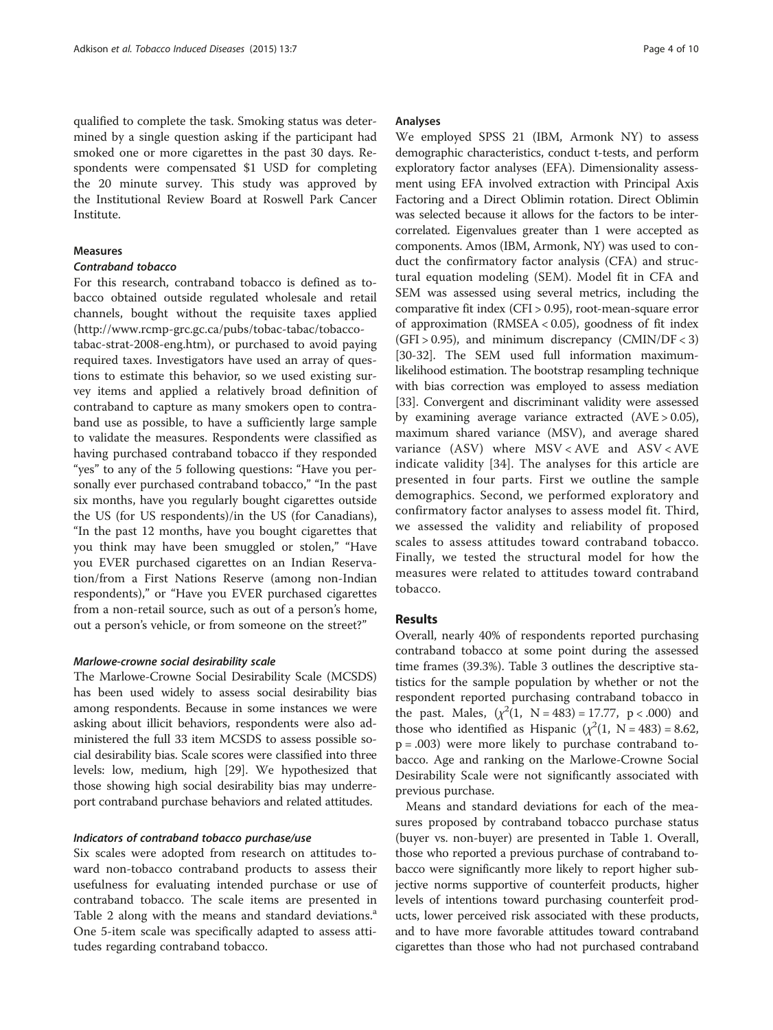qualified to complete the task. Smoking status was determined by a single question asking if the participant had smoked one or more cigarettes in the past 30 days. Respondents were compensated $1 USD for completing the 20 minute survey. This study was approved by the Institutional Review Board at Roswell Park Cancer Institute.

## Measures

### Contraband tobacco

For this research, contraband tobacco is defined as tobacco obtained outside regulated wholesale and retail channels, bought without the requisite taxes applied (http://www.rcmp-grc.gc.ca/pubs/tobac-tabac/tobacco-tabac-strat-2008-eng.htm), or purchased to avoid paying required taxes. Investigators have used an array of questions to estimate this behavior, so we used existing survey items and applied a relatively broad definition of contraband to capture as many smokers open to contraband use as possible, to have a sufficiently large sample to validate the measures. Respondents were classified as having purchased contraband tobacco if they responded "yes" to any of the 5 following questions: "Have you personally ever purchased contraband tobacco," "In the past six months, have you regularly bought cigarettes outside the US (for US respondents)/in the US (for Canadians), "In the past 12 months, have you bought cigarettes that you think may have been smuggled or stolen," "Have you EVER purchased cigarettes on an Indian Reservation/from a First Nations Reserve (among non-Indian respondents)," or "Have you EVER purchased cigarettes from a non-retail source, such as out of a person's home, out a person's vehicle, or from someone on the street?"

### Marlowe-crowne social desirability scale

The Marlowe-Crowne Social Desirability Scale (MCSDS) has been used widely to assess social desirability bias among respondents. Because in some instances we were asking about illicit behaviors, respondents were also administered the full 33 item MCSDS to assess possible social desirability bias. Scale scores were classified into three levels: low, medium, high [29]. We hypothesized that those showing high social desirability bias may underreport contraband purchase behaviors and related attitudes.

### Indicators of contraband tobacco purchase/use

Six scales were adopted from research on attitudes toward non-tobacco contraband products to assess their usefulness for evaluating intended purchase or use of contraband tobacco. The scale items are presented in Table 2 along with the means and standard deviations.[a] One 5-item scale was specifically adapted to assess attitudes regarding contraband tobacco.

## Analyses

We employed SPSS 21 (IBM, Armonk NY) to assess demographic characteristics, conduct t-tests, and perform exploratory factor analyses (EFA). Dimensionality assessment using EFA involved extraction with Principal Axis Factoring and a Direct Oblimin rotation. Direct Oblimin was selected because it allows for the factors to be intercorrelated. Eigenvalues greater than 1 were accepted as components. Amos (IBM, Armonk, NY) was used to conduct the confirmatory factor analysis (CFA) and structural equation modeling (SEM). Model fit in CFA and SEM was assessed using several metrics, including the comparative fit index (CFI > 0.95), root-mean-square error of approximation (RMSEA < 0.05), goodness of fit index (GFI > 0.95), and minimum discrepancy (CMIN/DF < 3) [30-32]. The SEM used full information maximum-likelihood estimation. The bootstrap resampling technique with bias correction was employed to assess mediation [33]. Convergent and discriminant validity were assessed by examining average variance extracted (AVE > 0.05), maximum shared variance (MSV), and average shared variance (ASV) where MSV < AVE and ASV < AVE indicate validity [34]. The analyses for this article are presented in four parts. First we outline the sample demographics. Second, we performed exploratory and confirmatory factor analyses to assess model fit. Third, we assessed the validity and reliability of proposed scales to assess attitudes toward contraband tobacco. Finally, we tested the structural model for how the measures were related to attitudes toward contraband tobacco.

# Results

Overall, nearly 40% of respondents reported purchasing contraband tobacco at some point during the assessed time frames (39.3%). Table 3 outlines the descriptive statistics for the sample population by whether or not the respondent reported purchasing contraband tobacco in the past. Males, ($\chi^2(1,\ N = 483) = 17.77,\ p < .000$) and those who identified as Hispanic ($\chi^2(1,\ N = 483) = 8.62$, $p = .003$) were more likely to purchase contraband tobacco. Age and ranking on the Marlowe-Crowne Social Desirability Scale were not significantly associated with previous purchase.

Means and standard deviations for each of the measures proposed by contraband tobacco purchase status (buyer vs. non-buyer) are presented in Table 1. Overall, those who reported a previous purchase of contraband tobacco were significantly more likely to report higher subjective norms supportive of counterfeit products, higher levels of intentions toward purchasing counterfeit products, lower perceived risk associated with these products, and to have more favorable attitudes toward contraband cigarettes than those who had not purchased contraband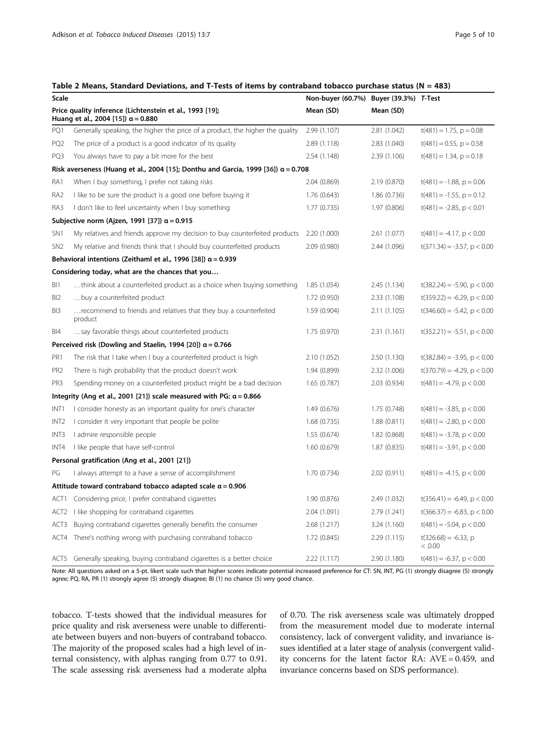**Table 2 Means, Standard Deviations, and T-Tests of items by contraband tobacco purchase status (N = 483)**

| Scale | | Non-buyer (60.7%) | Buyer (39.3%) | *T*-Test |
|---|---|---|---|---|
| **Price quality inference (Lichtenstein et al., 1993 [19]; Huang et al., 2004 [15]) α = 0.880** | | **Mean (SD)** | **Mean (SD)** | |
| PQ1 | Generally speaking, the higher the price of a product, the higher the quality | 2.99 (1.107) | 2.81 (1.042) | t(481) = 1.75, p = 0.08 |
| PQ2 | The price of a product is a good indicator of its quality | 2.89 (1.118) | 2.83 (1.040) | t(481) = 0.55, p = 0.58 |
| PQ3 | You always have to pay a bit more for the best | 2.54 (1.148) | 2.39 (1.106) | t(481) = 1.34, p = 0.18 |
| **Risk averseness (Huang et al., 2004 [15]; Donthu and Garcia, 1999 [36]) α = 0.708** | | | | |
| RA1 | When I buy something, I prefer not taking risks | 2.04 (0.869) | 2.19 (0.870) | t(481) = -1.88, p = 0.06 |
| RA2 | I like to be sure the product is a good one before buying it | 1.76 (0.643) | 1.86 (0.736) | t(481) = -1.55, p = 0.12 |
| RA3 | I don't like to feel uncertainty when I buy something | 1.77 (0.735) | 1.97 (0.806) | t(481) = -2.85, p < 0.01 |
| **Subjective norm (Ajzen, 1991 [37]) α = 0.915** | | | | |
| SN1 | My relatives and friends approve my decision to buy counterfeited products | 2.20 (1.000) | 2.61 (1.077) | t(481) = -4.17, p < 0.00 |
| SN2 | My relative and friends think that I should buy counterfeited products | 2.09 (0.980) | 2.44 (1.096) | t(371.34) = -3.57, p < 0.00 |
| **Behavioral intentions (Zeithaml et al., 1996 [38]) α = 0.939** | | | | |
| **Considering today, what are the chances that you…** | | | | |
| BI1 | …think about a counterfeited product as a choice when buying something | 1.85 (1.054) | 2.45 (1.134) | t(382.24) = -5.90, p < 0.00 |
| BI2 | …buy a counterfeited product | 1.72 (0.950) | 2.33 (1.108) | t(359.22) = -6.29, p < 0.00 |
| BI3 | …recommend to friends and relatives that they buy a counterfeited product | 1.59 (0.904) | 2.11 (1.105) | t(346.60) = -5.42, p < 0.00 |
| BI4 | …say favorable things about counterfeited products | 1.75 (0.970) | 2.31 (1.161) | t(352.21) = -5.51, p < 0.00 |
| **Perceived risk (Dowling and Staelin, 1994 [20]) α = 0.766** | | | | |
| PR1 | The risk that I take when I buy a counterfeited product is high | 2.10 (1.052) | 2.50 (1.130) | t(382.84) = -3.95, p < 0.00 |
| PR2 | There is high probability that the product doesn't work | 1.94 (0.899) | 2.32 (1.006) | t(370.79) = -4.29, p < 0.00 |
| PR3 | Spending money on a counterfeited product might be a bad decision | 1.65 (0.787) | 2.03 (0.934) | t(481) = -4.79, p < 0.00 |
| **Integrity (Ang et al., 2001 [21]) scale measured with PG: α = 0.866** | | | | |
| INT1 | I consider honesty as an important quality for one's character | 1.49 (0.676) | 1.75 (0.748) | t(481) = -3.85, p < 0.00 |
| INT2 | I consider it very important that people be polite | 1.68 (0.735) | 1.88 (0.811) | t(481) = -2.80, p < 0.00 |
| INT3 | I admire responsible people | 1.55 (0.674) | 1.82 (0.868) | t(481) = -3.78, p < 0.00 |
| INT4 | I like people that have self-control | 1.60 (0.679) | 1.87 (0.835) | t(481) = -3.91, p < 0.00 |
| **Personal gratification (Ang et al., 2001 [21])** | | | | |
| PG | I always attempt to a have a sense of accomplishment | 1.70 (0.734) | 2.02 (0.911) | t(481) = -4.15, p < 0.00 |
| **Attitude toward contraband tobacco adapted scale α = 0.906** | | | | |
| ACT1 | Considering price, I prefer contraband cigarettes | 1.90 (0.876) | 2.49 (1.032) | t(356.41) = -6.49, p < 0.00 |
| ACT2 | I like shopping for contraband cigarettes | 2.04 (1.091) | 2.79 (1.241) | t(366.37) = -6.83, p < 0.00 |
| ACT3 | Buying contraband cigarettes generally benefits the consumer | 2.68 (1.217) | 3.24 (1.160) | t(481) = -5.04, p < 0.00 |
| ACT4 | There's nothing wrong with purchasing contraband tobacco | 1.72 (0.845) | 2.29 (1.115) | t(326.68) = -6.33, p < .0.00 |
| ACT5 | Generally speaking, buying contraband cigarettes is a better choice | 2.22 (1.117) | 2.90 (1.180) | t(481) = -6.37, p < 0.00 |

Note: All questions asked on a 5-pt. likert scale such that higher scores indicate potential increased preference for CT: SN, INT, PG (1) strongly disagree (5) strongly agree; PQ, RA, PR (1) strongly agree (5) strongly disagree; BI (1) no chance (5) very good chance.

tobacco. T-tests showed that the individual measures for price quality and risk averseness were unable to differentiate between buyers and non-buyers of contraband tobacco. The majority of the proposed scales had a high level of internal consistency, with alphas ranging from 0.77 to 0.91. The scale assessing risk averseness had a moderate alpha of 0.70. The risk averseness scale was ultimately dropped from the measurement model due to moderate internal consistency, lack of convergent validity, and invariance issues identified at a later stage of analysis (convergent validity concerns for the latent factor RA: AVE = 0.459, and invariance concerns based on SDS performance).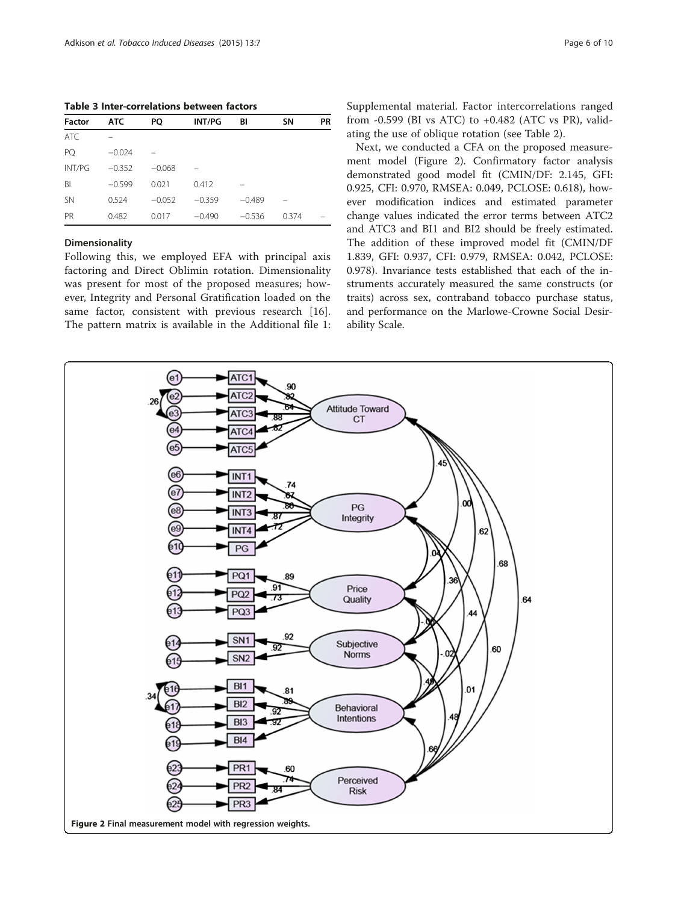**Table 3 Inter-correlations between factors**

| Factor | ATC | PQ | INT/PG | BI | SN | PR |
|---|---|---|---|---|---|---|
| ATC | – | | | | | |
| PQ | −0.024 | – | | | | |
| INT/PG | −0.352 | −0.068 | – | | | |
| BI | −0.599 | 0.021 | 0.412 | – | | |
| SN | 0.524 | −0.052 | −0.359 | −0.489 | – | |
| PR | 0.482 | 0.017 | −0.490 | −0.536 | 0.374 | – |

### Dimensionality

Following this, we employed EFA with principal axis factoring and Direct Oblimin rotation. Dimensionality was present for most of the proposed measures; however, Integrity and Personal Gratification loaded on the same factor, consistent with previous research [16]. The pattern matrix is available in the Additional file 1: Supplemental material. Factor intercorrelations ranged from -0.599 (BI vs ATC) to +0.482 (ATC vs PR), validating the use of oblique rotation (see Table 2).

Next, we conducted a CFA on the proposed measurement model (Figure 2). Confirmatory factor analysis demonstrated good model fit (CMIN/DF: 2.145, GFI: 0.925, CFI: 0.970, RMSEA: 0.049, PCLOSE: 0.618), however modification indices and estimated parameter change values indicated the error terms between ATC2 and ATC3 and BI1 and BI2 should be freely estimated. The addition of these improved model fit (CMIN/DF 1.839, GFI: 0.937, CFI: 0.979, RMSEA: 0.042, PCLOSE: 0.978). Invariance tests established that each of the instruments accurately measured the same constructs (or traits) across sex, contraband tobacco purchase status, and performance on the Marlowe-Crowne Social Desirability Scale.

e1 ATC1 .90
e2 ATC2 .82
.26
e3 ATC3 .64
e4 ATC4 .88
e5 ATC5 .82
Attitude Toward CT
e6 INT1 .74
e7 INT2 .67
e8 INT3 .80
e9 INT4 .87
e10 PG .72
PG Integrity
e11 PQ1 .89
e12 PQ2 .91
e13 PQ3 .73
Price Quality
e14 SN1 .92
e15 SN2 .92
Subjective Norms
e16 BI1 .81
.34
e17 BI2 .89
e18 BI3 .92
e19 BI4 .92
Behavioral Intentions
e23 PR1 .60
e24 PR2 .74
e25 PR3 .84
Perceived Risk
.45 .00 .62 .68 .64 .04 .36 .44 .60 -.04 -.02 .01 .48 .48 .66

Figure 2 Final measurement model with regression weights.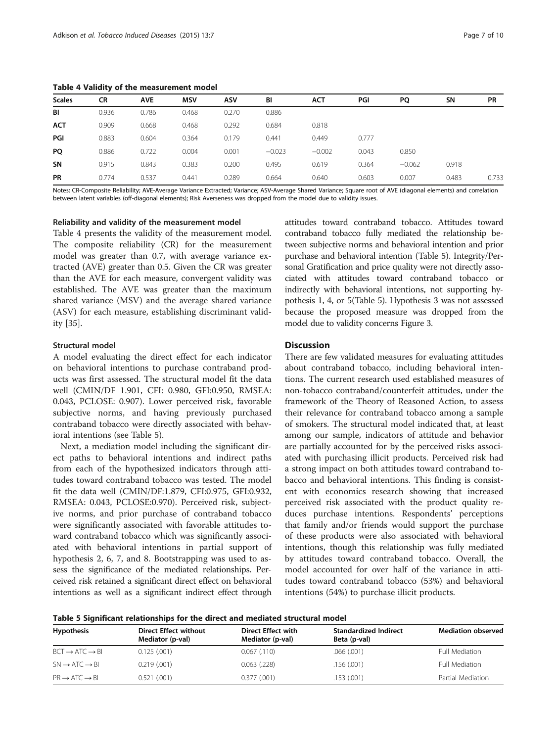**Table 4 Validity of the measurement model**

| Scales | CR | AVE | MSV | ASV | BI | ACT | PGI | PQ | SN | PR |
|---|---|---|---|---|---|---|---|---|---|---|
| **BI** | 0.936 | 0.786 | 0.468 | 0.270 | 0.886 | | | | | |
| **ACT** | 0.909 | 0.668 | 0.468 | 0.292 | 0.684 | 0.818 | | | | |
| **PGI** | 0.883 | 0.604 | 0.364 | 0.179 | 0.441 | 0.449 | 0.777 | | | |
| **PQ** | 0.886 | 0.722 | 0.004 | 0.001 | −0.023 | −0.002 | 0.043 | 0.850 | | |
| **SN** | 0.915 | 0.843 | 0.383 | 0.200 | 0.495 | 0.619 | 0.364 | −0.062 | 0.918 | |
| **PR** | 0.774 | 0.537 | 0.441 | 0.289 | 0.664 | 0.640 | 0.603 | 0.007 | 0.483 | 0.733 |

Notes: CR-Composite Reliability; AVE-Average Variance Extracted; Variance; ASV-Average Shared Variance; Square root of AVE (diagonal elements) and correlation between latent variables (off-diagonal elements); Risk Averseness was dropped from the model due to validity issues.

#### Reliability and validity of the measurement model

Table 4 presents the validity of the measurement model. The composite reliability (CR) for the measurement model was greater than 0.7, with average variance extracted (AVE) greater than 0.5. Given the CR was greater than the AVE for each measure, convergent validity was established. The AVE was greater than the maximum shared variance (MSV) and the average shared variance (ASV) for each measure, establishing discriminant validity [35].

#### Structural model

A model evaluating the direct effect for each indicator on behavioral intentions to purchase contraband products was first assessed. The structural model fit the data well (CMIN/DF 1.901, CFI: 0.980, GFI:0.950, RMSEA: 0.043, PCLOSE: 0.907). Lower perceived risk, favorable subjective norms, and having previously purchased contraband tobacco were directly associated with behavioral intentions (see Table 5).

Next, a mediation model including the significant direct paths to behavioral intentions and indirect paths from each of the hypothesized indicators through attitudes toward contraband tobacco was tested. The model fit the data well (CMIN/DF:1.879, CFI:0.975, GFI:0.932, RMSEA: 0.043, PCLOSE:0.970). Perceived risk, subjective norms, and prior purchase of contraband tobacco were significantly associated with favorable attitudes toward contraband tobacco which was significantly associated with behavioral intentions in partial support of hypothesis 2, 6, 7, and 8. Bootstrapping was used to assess the significance of the mediated relationships. Perceived risk retained a significant direct effect on behavioral intentions as well as a significant indirect effect through attitudes toward contraband tobacco. Attitudes toward contraband tobacco fully mediated the relationship between subjective norms and behavioral intention and prior purchase and behavioral intention (Table 5). Integrity/Personal Gratification and price quality were not directly associated with attitudes toward contraband tobacco or indirectly with behavioral intentions, not supporting hypothesis 1, 4, or 5(Table 5). Hypothesis 3 was not assessed because the proposed measure was dropped from the model due to validity concerns Figure 3.

## Discussion

There are few validated measures for evaluating attitudes about contraband tobacco, including behavioral intentions. The current research used established measures of non-tobacco contraband/counterfeit attitudes, under the framework of the Theory of Reasoned Action, to assess their relevance for contraband tobacco among a sample of smokers. The structural model indicated that, at least among our sample, indicators of attitude and behavior are partially accounted for by the perceived risks associated with purchasing illicit products. Perceived risk had a strong impact on both attitudes toward contraband tobacco and behavioral intentions. This finding is consistent with economics research showing that increased perceived risk associated with the product quality reduces purchase intentions. Respondents' perceptions that family and/or friends would support the purchase of these products were also associated with behavioral intentions, though this relationship was fully mediated by attitudes toward contraband tobacco. Overall, the model accounted for over half of the variance in attitudes toward contraband tobacco (53%) and behavioral intentions (54%) to purchase illicit products.

**Table 5 Significant relationships for the direct and mediated structural model**

| Hypothesis | Direct Effect without Mediator (p-val) | Direct Effect with Mediator (p-val) | Standardized Indirect Beta (p-val) | Mediation observed |
|---|---|---|---|---|
| BCT → ATC → BI | 0.125 (.001) | 0.067 (.110) | .066 (.001) | Full Mediation |
| SN → ATC → BI | 0.219 (.001) | 0.063 (.228) | .156 (.001) | Full Mediation |
| PR → ATC → BI | 0.521 (.001) | 0.377 (.001) | .153 (.001) | Partial Mediation |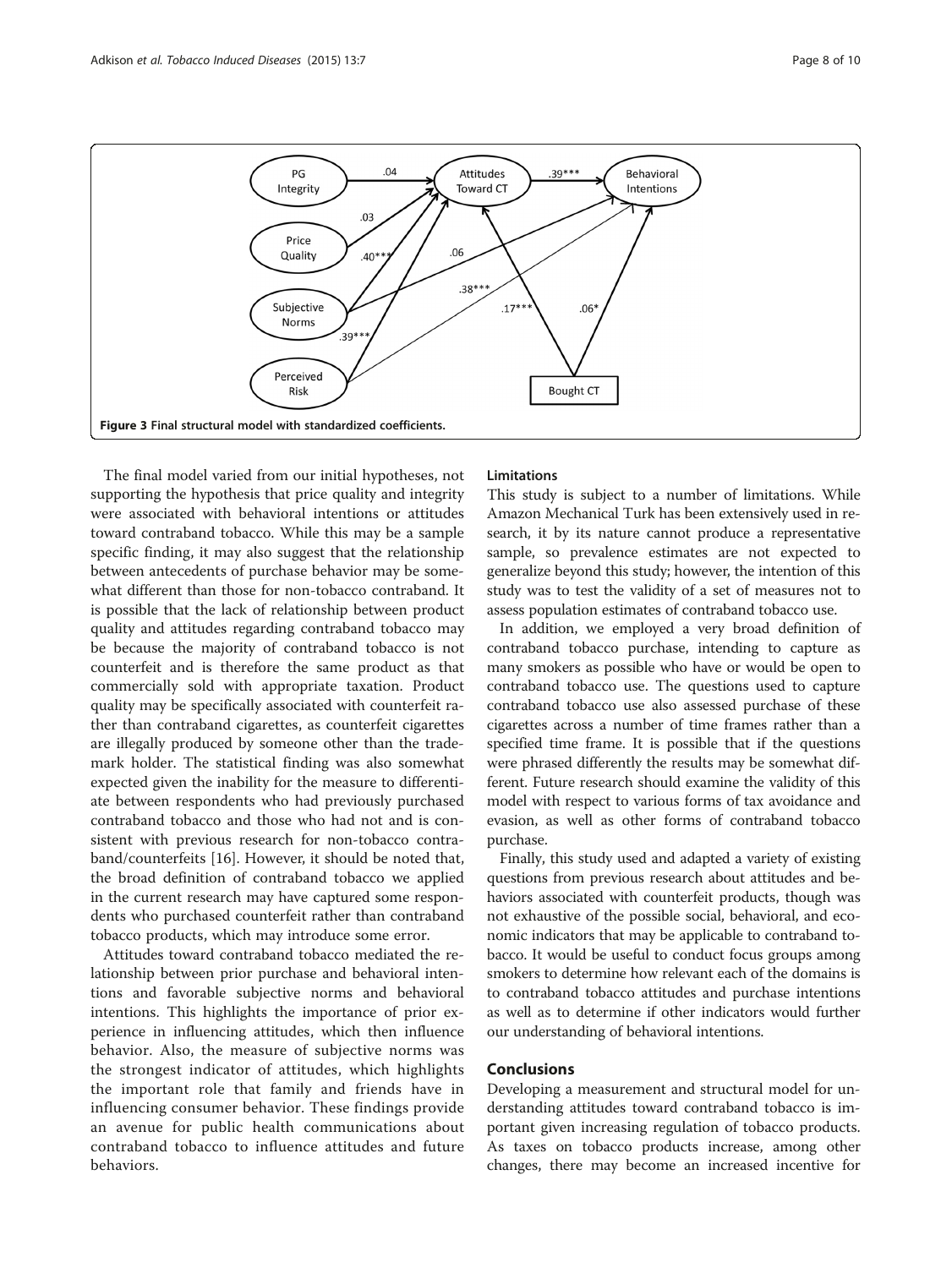PG Integrity
Price Quality
Subjective Norms
Perceived Risk
Attitudes Toward CT
Behavioral Intentions
Bought CT
.04
.03
.40***
.39***
.06
.38***
.39***
.17***
.06*

**Figure 3** Final structural model with standardized coefficients.

The final model varied from our initial hypotheses, not supporting the hypothesis that price quality and integrity were associated with behavioral intentions or attitudes toward contraband tobacco. While this may be a sample specific finding, it may also suggest that the relationship between antecedents of purchase behavior may be somewhat different than those for non-tobacco contraband. It is possible that the lack of relationship between product quality and attitudes regarding contraband tobacco may be because the majority of contraband tobacco is not counterfeit and is therefore the same product as that commercially sold with appropriate taxation. Product quality may be specifically associated with counterfeit rather than contraband cigarettes, as counterfeit cigarettes are illegally produced by someone other than the trademark holder. The statistical finding was also somewhat expected given the inability for the measure to differentiate between respondents who had previously purchased contraband tobacco and those who had not and is consistent with previous research for non-tobacco contraband/counterfeits [16]. However, it should be noted that, the broad definition of contraband tobacco we applied in the current research may have captured some respondents who purchased counterfeit rather than contraband tobacco products, which may introduce some error.

Attitudes toward contraband tobacco mediated the relationship between prior purchase and behavioral intentions and favorable subjective norms and behavioral intentions. This highlights the importance of prior experience in influencing attitudes, which then influence behavior. Also, the measure of subjective norms was the strongest indicator of attitudes, which highlights the important role that family and friends have in influencing consumer behavior. These findings provide an avenue for public health communications about contraband tobacco to influence attitudes and future behaviors.

### Limitations

This study is subject to a number of limitations. While Amazon Mechanical Turk has been extensively used in research, it by its nature cannot produce a representative sample, so prevalence estimates are not expected to generalize beyond this study; however, the intention of this study was to test the validity of a set of measures not to assess population estimates of contraband tobacco use.

In addition, we employed a very broad definition of contraband tobacco purchase, intending to capture as many smokers as possible who have or would be open to contraband tobacco use. The questions used to capture contraband tobacco use also assessed purchase of these cigarettes across a number of time frames rather than a specified time frame. It is possible that if the questions were phrased differently the results may be somewhat different. Future research should examine the validity of this model with respect to various forms of tax avoidance and evasion, as well as other forms of contraband tobacco purchase.

Finally, this study used and adapted a variety of existing questions from previous research about attitudes and behaviors associated with counterfeit products, though was not exhaustive of the possible social, behavioral, and economic indicators that may be applicable to contraband tobacco. It would be useful to conduct focus groups among smokers to determine how relevant each of the domains is to contraband tobacco attitudes and purchase intentions as well as to determine if other indicators would further our understanding of behavioral intentions.

## Conclusions

Developing a measurement and structural model for understanding attitudes toward contraband tobacco is important given increasing regulation of tobacco products. As taxes on tobacco products increase, among other changes, there may become an increased incentive for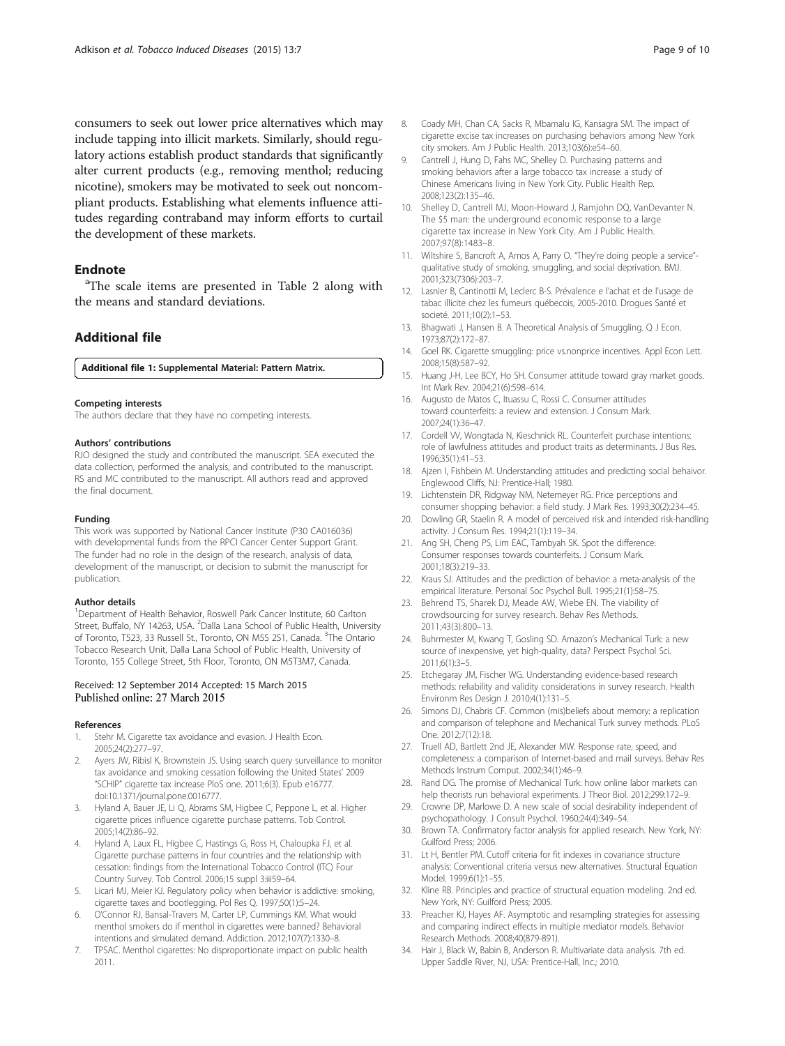consumers to seek out lower price alternatives which may include tapping into illicit markets. Similarly, should regulatory actions establish product standards that significantly alter current products (e.g., removing menthol; reducing nicotine), smokers may be motivated to seek out noncompliant products. Establishing what elements influence attitudes regarding contraband may inform efforts to curtail the development of these markets.

## Endnote

[a]The scale items are presented in Table 2 along with the means and standard deviations.

## Additional file

**Additional file 1: Supplemental Material: Pattern Matrix.**

#### Competing interests

The authors declare that they have no competing interests.

#### Authors' contributions

RJO designed the study and contributed the manuscript. SEA executed the data collection, performed the analysis, and contributed to the manuscript. RS and MC contributed to the manuscript. All authors read and approved the final document.

#### Funding

This work was supported by National Cancer Institute (P30 CA016036) with developmental funds from the RPCI Cancer Center Support Grant. The funder had no role in the design of the research, analysis of data, development of the manuscript, or decision to submit the manuscript for publication.

#### Author details

[1]Department of Health Behavior, Roswell Park Cancer Institute, 60 Carlton Street, Buffalo, NY 14263, USA. [2]Dalla Lana School of Public Health, University of Toronto, T523, 33 Russell St., Toronto, ON M5S 2S1, Canada. [3]The Ontario Tobacco Research Unit, Dalla Lana School of Public Health, University of Toronto, 155 College Street, 5th Floor, Toronto, ON M5T3M7, Canada.

Received: 12 September 2014 Accepted: 15 March 2015
Published online: 27 March 2015

#### References

1. Stehr M. Cigarette tax avoidance and evasion. J Health Econ. 2005;24(2):277–97.
2. Ayers JW, Ribisl K, Brownstein JS. Using search query surveillance to monitor tax avoidance and smoking cessation following the United States' 2009 "SCHIP" cigarette tax increase PloS one. 2011;6(3). Epub e16777. doi:10.1371/journal.pone.0016777.
3. Hyland A, Bauer JE, Li Q, Abrams SM, Higbee C, Peppone L, et al. Higher cigarette prices influence cigarette purchase patterns. Tob Control. 2005;14(2):86–92.
4. Hyland A, Laux FL, Higbee C, Hastings G, Ross H, Chaloupka FJ, et al. Cigarette purchase patterns in four countries and the relationship with cessation: findings from the International Tobacco Control (ITC) Four Country Survey. Tob Control. 2006;15 suppl 3:iii59–64.
5. Licari MJ, Meier KJ. Regulatory policy when behavior is addictive: smoking, cigarette taxes and bootlegging. Pol Res Q. 1997;50(1):5–24.
6. O'Connor RJ, Bansal-Travers M, Carter LP, Cummings KM. What would menthol smokers do if menthol in cigarettes were banned? Behavioral intentions and simulated demand. Addiction. 2012;107(7):1330–8.
7. TPSAC. Menthol cigarettes: No disproportionate impact on public health 2011.
8. Coady MH, Chan CA, Sacks R, Mbamalu IG, Kansagra SM. The impact of cigarette excise tax increases on purchasing behaviors among New York city smokers. Am J Public Health. 2013;103(6):e54–60.
9. Cantrell J, Hung D, Fahs MC, Shelley D. Purchasing patterns and smoking behaviors after a large tobacco tax increase: a study of Chinese Americans living in New York City. Public Health Rep. 2008;123(2):135–46.
10. Shelley D, Cantrell MJ, Moon-Howard J, Ramjohn DQ, VanDevanter N. The $5 man: the underground economic response to a large cigarette tax increase in New York City. Am J Public Health. 2007;97(8):1483–8.
11. Wiltshire S, Bancroft A, Amos A, Parry O. "They're doing people a service"-qualitative study of smoking, smuggling, and social deprivation. BMJ. 2001;323(7306):203–7.
12. Lasnier B, Cantinotti M, Leclerc B-S. Prévalence e l'achat et de l'usage de tabac illicite chez les fumeurs québecois, 2005-2010. Drogues Santé et societé. 2011;10(2):1–53.
13. Bhagwati J, Hansen B. A Theoretical Analysis of Smuggling. Q J Econ. 1973;87(2):172–87.
14. Goel RK. Cigarette smuggling: price vs.nonprice incentives. Appl Econ Lett. 2008;15(8):587–92.
15. Huang J-H, Lee BCY, Ho SH. Consumer attitude toward gray market goods. Int Mark Rev. 2004;21(6):598–614.
16. Augusto de Matos C, Ituassu C, Rossi C. Consumer attitudes toward counterfeits: a review and extension. J Consum Mark. 2007;24(1):36–47.
17. Cordell VV, Wongtada N, Kieschnick RL. Counterfeit purchase intentions: role of lawfulness attitudes and product traits as determinants. J Bus Res. 1996;35(1):41–53.
18. Ajzen I, Fishbein M. Understanding attitudes and predicting social behaivor. Englewood Cliffs, NJ: Prentice-Hall; 1980.
19. Lichtenstein DR, Ridgway NM, Netemeyer RG. Price perceptions and consumer shopping behavior: a field study. J Mark Res. 1993;30(2):234–45.
20. Dowling GR, Staelin R. A model of perceived risk and intended risk-handling activity. J Consum Res. 1994;21(1):119–34.
21. Ang SH, Cheng PS, Lim EAC, Tambyah SK. Spot the difference: Consumer responses towards counterfeits. J Consum Mark. 2001;18(3):219–33.
22. Kraus SJ. Attitudes and the prediction of behavior: a meta-analysis of the empirical literature. Personal Soc Psychol Bull. 1995;21(1):58–75.
23. Behrend TS, Sharek DJ, Meade AW, Wiebe EN. The viability of crowdsourcing for survey research. Behav Res Methods. 2011;43(3):800–13.
24. Buhrmester M, Kwang T, Gosling SD. Amazon's Mechanical Turk: a new source of inexpensive, yet high-quality, data? Perspect Psychol Sci. 2011;6(1):3–5.
25. Etchegaray JM, Fischer WG. Understanding evidence-based research methods: reliability and validity considerations in survey research. Health Environm Res Design J. 2010;4(1):131–5.
26. Simons DJ, Chabris CF. Common (mis)beliefs about memory: a replication and comparison of telephone and Mechanical Turk survey methods. PLoS One. 2012;7(12):18.
27. Truell AD, Bartlett 2nd JE, Alexander MW. Response rate, speed, and completeness: a comparison of Internet-based and mail surveys. Behav Res Methods Instrum Comput. 2002;34(1):46–9.
28. Rand DG. The promise of Mechanical Turk: how online labor markets can help theorists run behavioral experiments. J Theor Biol. 2012;299:172–9.
29. Crowne DP, Marlowe D. A new scale of social desirability independent of psychopathology. J Consult Psychol. 1960;24(4):349–54.
30. Brown TA. Confirmatory factor analysis for applied research. New York, NY: Guilford Press; 2006.
31. Lt H, Bentler PM. Cutoff criteria for fit indexes in covariance structure analysis: Conventional criteria versus new alternatives. Structural Equation Model. 1999;6(1):1–55.
32. Kline RB. Principles and practice of structural equation modeling. 2nd ed. New York, NY: Guilford Press; 2005.
33. Preacher KJ, Hayes AF. Asymptotic and resampling strategies for assessing and comparing indirect effects in multiple mediator models. Behavior Research Methods. 2008;40(879-891).
34. Hair J, Black W, Babin B, Anderson R. Multivariate data analysis. 7th ed. Upper Saddle River, NJ, USA: Prentice-Hall, Inc.; 2010.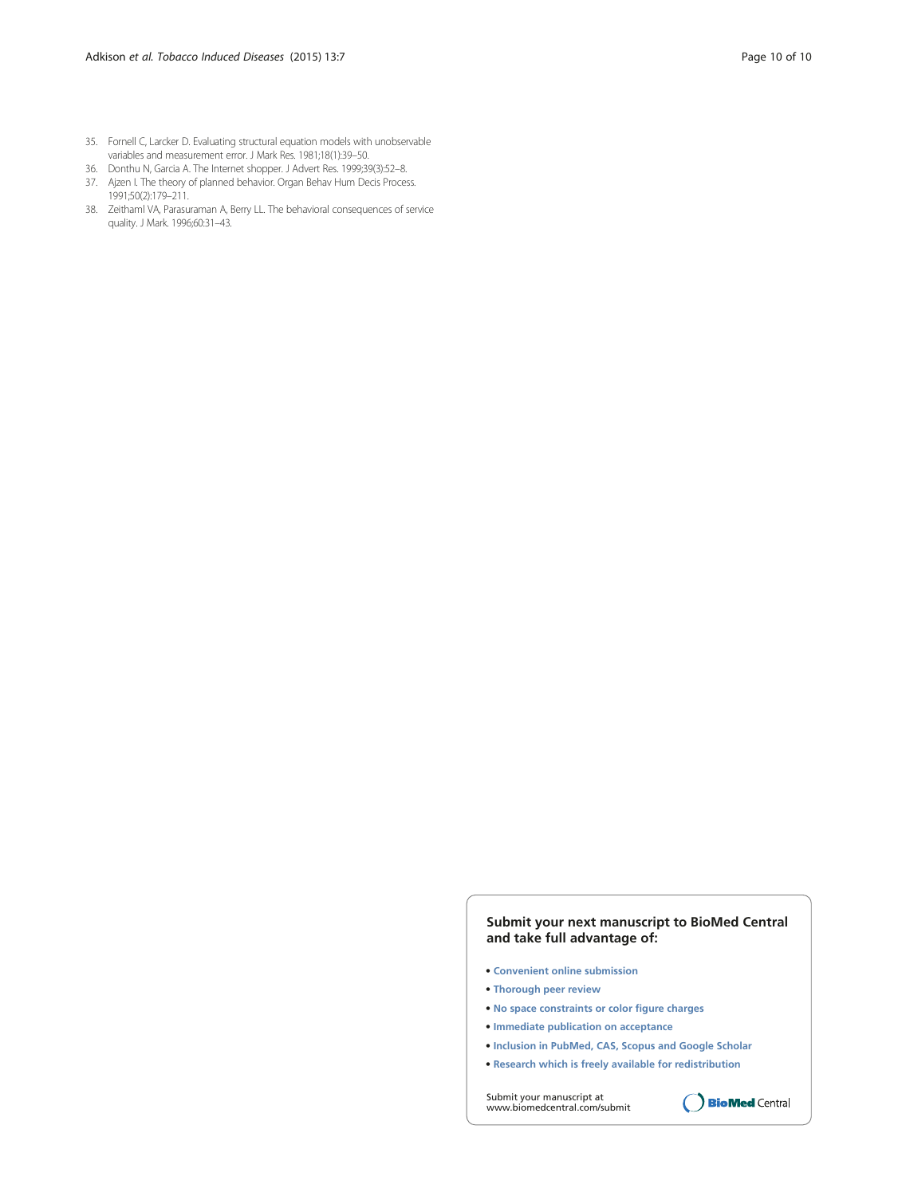35. Fornell C, Larcker D. Evaluating structural equation models with unobservable variables and measurement error. J Mark Res. 1981;18(1):39–50.
36. Donthu N, Garcia A. The Internet shopper. J Advert Res. 1999;39(3):52–8.
37. Ajzen I. The theory of planned behavior. Organ Behav Hum Decis Process. 1991;50(2):179–211.
38. Zeithaml VA, Parasuraman A, Berry LL. The behavioral consequences of service quality. J Mark. 1996;60:31–43.

**Submit your next manuscript to BioMed Central and take full advantage of:**

- **Convenient online submission**
- **Thorough peer review**
- **No space constraints or color figure charges**
- **Immediate publication on acceptance**
- **Inclusion in PubMed, CAS, Scopus and Google Scholar**
- **Research which is freely available for redistribution**

Submit your manuscript at
www.biomedcentral.com/submit

BioMed Central